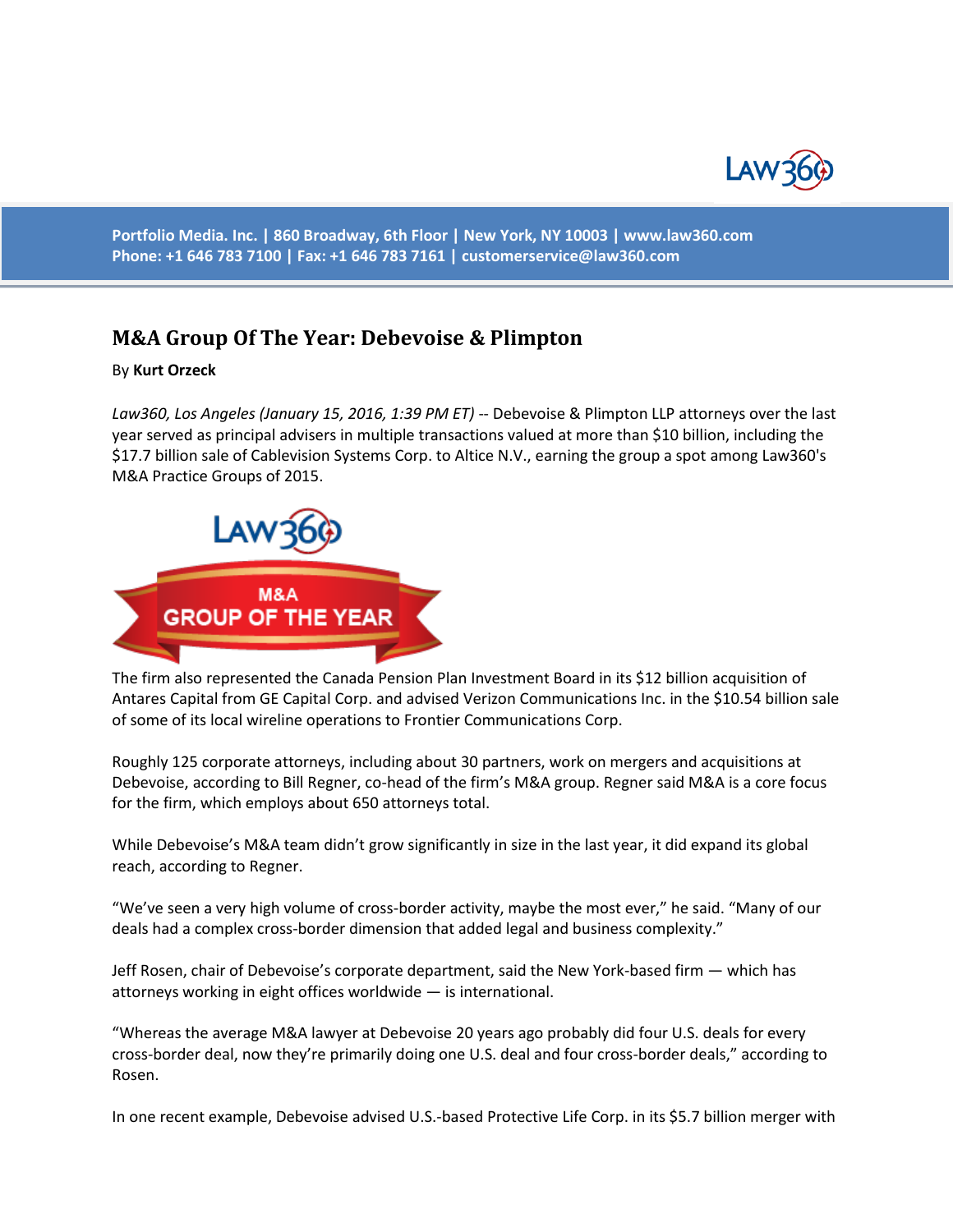Portfolio Media. Inc. | 860 Broadway, 6th Floor | New York, NY 10003 | www.law360.com
Phone: +1 646 783 7100 | Fax: +1 646 783 7161 | customerservice@law360.com

# M&A Group Of The Year: Debevoise & Plimpton

By **Kurt Orzeck**

*Law360, Los Angeles (January 15, 2016, 1:39 PM ET)* -- Debevoise & Plimpton LLP attorneys over the last year served as principal advisers in multiple transactions valued at more than $10 billion, including the $17.7 billion sale of Cablevision Systems Corp. to Altice N.V., earning the group a spot among Law360's M&A Practice Groups of 2015.

The firm also represented the Canada Pension Plan Investment Board in its $12 billion acquisition of Antares Capital from GE Capital Corp. and advised Verizon Communications Inc. in the $10.54 billion sale of some of its local wireline operations to Frontier Communications Corp.

Roughly 125 corporate attorneys, including about 30 partners, work on mergers and acquisitions at Debevoise, according to Bill Regner, co-head of the firm's M&A group. Regner said M&A is a core focus for the firm, which employs about 650 attorneys total.

While Debevoise's M&A team didn't grow significantly in size in the last year, it did expand its global reach, according to Regner.

"We've seen a very high volume of cross-border activity, maybe the most ever," he said. "Many of our deals had a complex cross-border dimension that added legal and business complexity."

Jeff Rosen, chair of Debevoise's corporate department, said the New York-based firm — which has attorneys working in eight offices worldwide — is international.

"Whereas the average M&A lawyer at Debevoise 20 years ago probably did four U.S. deals for every cross-border deal, now they're primarily doing one U.S. deal and four cross-border deals," according to Rosen.

In one recent example, Debevoise advised U.S.-based Protective Life Corp. in its $5.7 billion merger with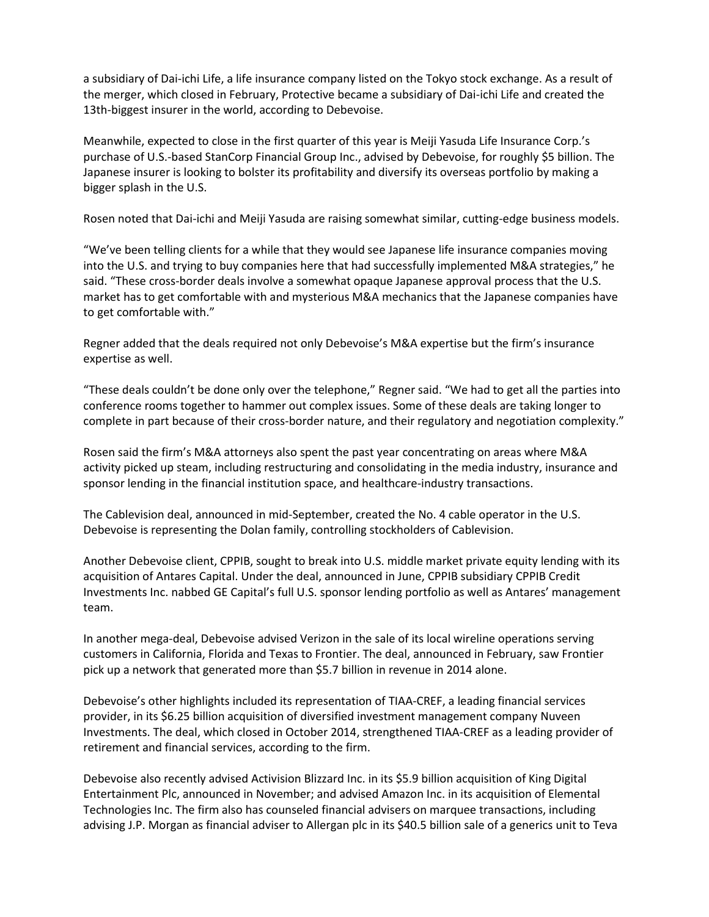a subsidiary of Dai-ichi Life, a life insurance company listed on the Tokyo stock exchange. As a result of the merger, which closed in February, Protective became a subsidiary of Dai-ichi Life and created the 13th-biggest insurer in the world, according to Debevoise.

Meanwhile, expected to close in the first quarter of this year is Meiji Yasuda Life Insurance Corp.'s purchase of U.S.-based StanCorp Financial Group Inc., advised by Debevoise, for roughly $5 billion. The Japanese insurer is looking to bolster its profitability and diversify its overseas portfolio by making a bigger splash in the U.S.

Rosen noted that Dai-ichi and Meiji Yasuda are raising somewhat similar, cutting-edge business models.

"We've been telling clients for a while that they would see Japanese life insurance companies moving into the U.S. and trying to buy companies here that had successfully implemented M&A strategies," he said. "These cross-border deals involve a somewhat opaque Japanese approval process that the U.S. market has to get comfortable with and mysterious M&A mechanics that the Japanese companies have to get comfortable with."

Regner added that the deals required not only Debevoise's M&A expertise but the firm's insurance expertise as well.

"These deals couldn't be done only over the telephone," Regner said. "We had to get all the parties into conference rooms together to hammer out complex issues. Some of these deals are taking longer to complete in part because of their cross-border nature, and their regulatory and negotiation complexity."

Rosen said the firm's M&A attorneys also spent the past year concentrating on areas where M&A activity picked up steam, including restructuring and consolidating in the media industry, insurance and sponsor lending in the financial institution space, and healthcare-industry transactions.

The Cablevision deal, announced in mid-September, created the No. 4 cable operator in the U.S. Debevoise is representing the Dolan family, controlling stockholders of Cablevision.

Another Debevoise client, CPPIB, sought to break into U.S. middle market private equity lending with its acquisition of Antares Capital. Under the deal, announced in June, CPPIB subsidiary CPPIB Credit Investments Inc. nabbed GE Capital's full U.S. sponsor lending portfolio as well as Antares' management team.

In another mega-deal, Debevoise advised Verizon in the sale of its local wireline operations serving customers in California, Florida and Texas to Frontier. The deal, announced in February, saw Frontier pick up a network that generated more than $5.7 billion in revenue in 2014 alone.

Debevoise's other highlights included its representation of TIAA-CREF, a leading financial services provider, in its $6.25 billion acquisition of diversified investment management company Nuveen Investments. The deal, which closed in October 2014, strengthened TIAA-CREF as a leading provider of retirement and financial services, according to the firm.

Debevoise also recently advised Activision Blizzard Inc. in its $5.9 billion acquisition of King Digital Entertainment Plc, announced in November; and advised Amazon Inc. in its acquisition of Elemental Technologies Inc. The firm also has counseled financial advisers on marquee transactions, including advising J.P. Morgan as financial adviser to Allergan plc in its $40.5 billion sale of a generics unit to Teva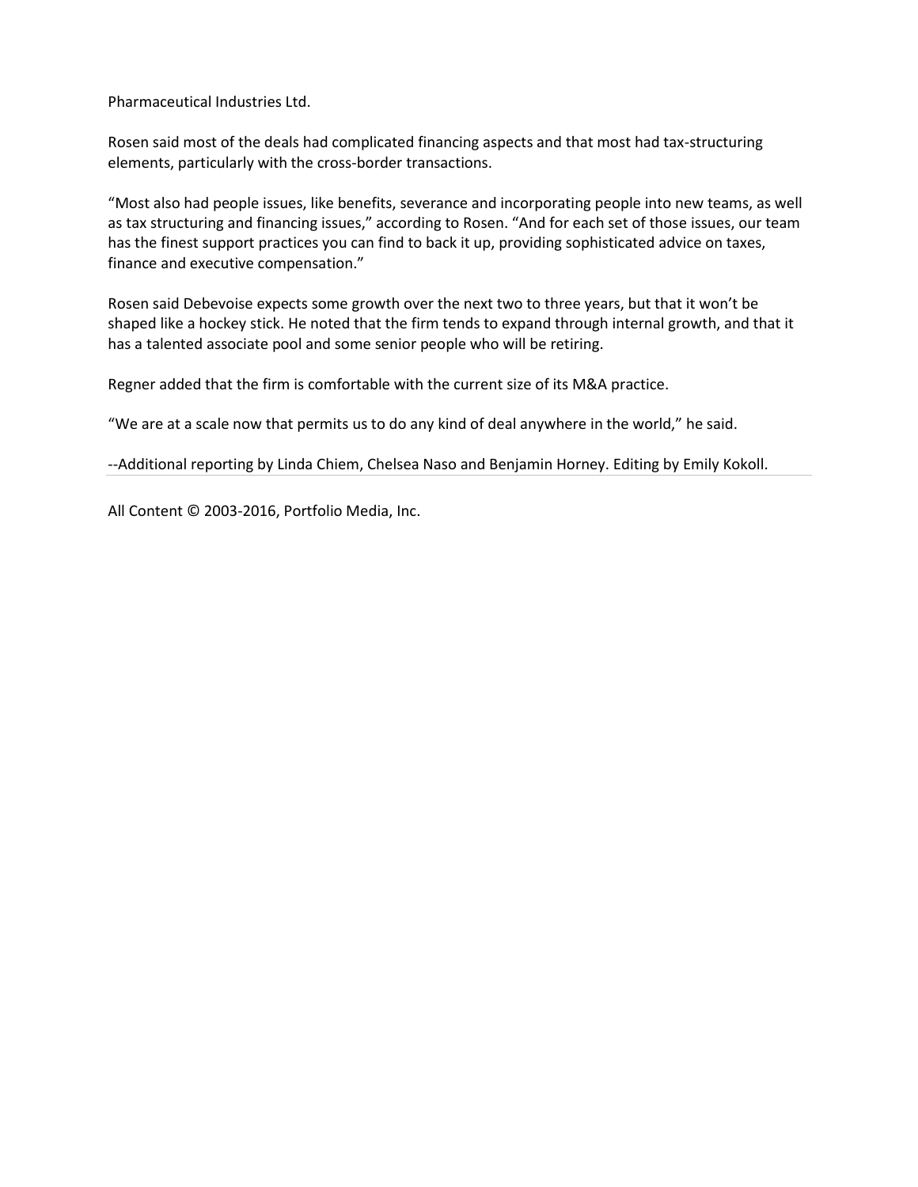Pharmaceutical Industries Ltd.

Rosen said most of the deals had complicated financing aspects and that most had tax-structuring elements, particularly with the cross-border transactions.

"Most also had people issues, like benefits, severance and incorporating people into new teams, as well as tax structuring and financing issues," according to Rosen. "And for each set of those issues, our team has the finest support practices you can find to back it up, providing sophisticated advice on taxes, finance and executive compensation."

Rosen said Debevoise expects some growth over the next two to three years, but that it won't be shaped like a hockey stick. He noted that the firm tends to expand through internal growth, and that it has a talented associate pool and some senior people who will be retiring.

Regner added that the firm is comfortable with the current size of its M&A practice.

"We are at a scale now that permits us to do any kind of deal anywhere in the world," he said.

--Additional reporting by Linda Chiem, Chelsea Naso and Benjamin Horney. Editing by Emily Kokoll.

---

All Content © 2003-2016, Portfolio Media, Inc.